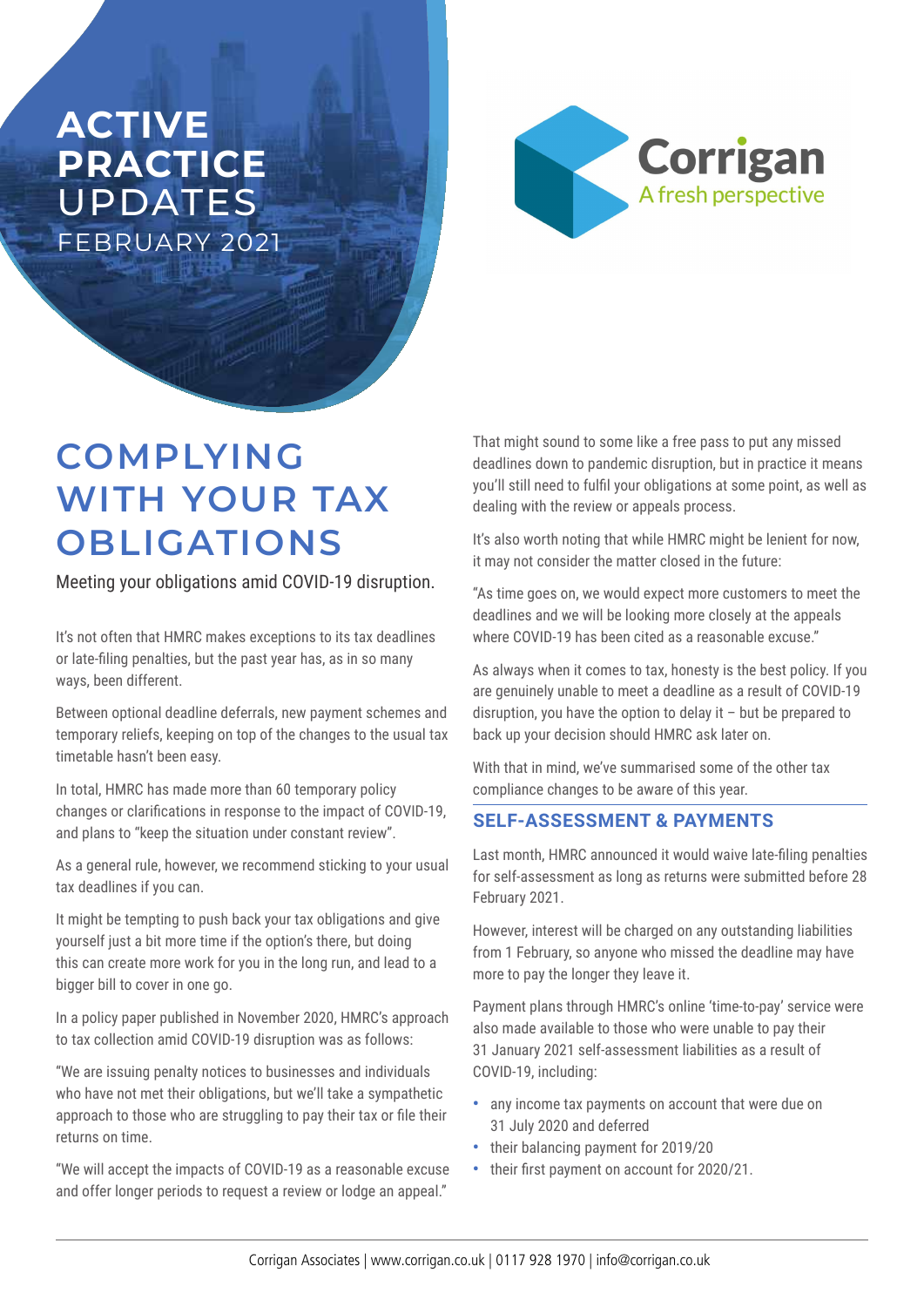# ACTIVE PRACTICE UPDATES

FEBRUARY 2021

Corrigan

A fresh perspective

# COMPLYING WITH YOUR TAX OBLIGATIONS

Meeting your obligations amid COVID-19 disruption.

It's not often that HMRC makes exceptions to its tax deadlines or late-filing penalties, but the past year has, as in so many ways, been different.

Between optional deadline deferrals, new payment schemes and temporary reliefs, keeping on top of the changes to the usual tax timetable hasn't been easy.

In total, HMRC has made more than 60 temporary policy changes or clarifications in response to the impact of COVID-19, and plans to "keep the situation under constant review".

As a general rule, however, we recommend sticking to your usual tax deadlines if you can.

It might be tempting to push back your tax obligations and give yourself just a bit more time if the option's there, but doing this can create more work for you in the long run, and lead to a bigger bill to cover in one go.

In a policy paper published in November 2020, HMRC's approach to tax collection amid COVID-19 disruption was as follows:

"We are issuing penalty notices to businesses and individuals who have not met their obligations, but we'll take a sympathetic approach to those who are struggling to pay their tax or file their returns on time.

"We will accept the impacts of COVID-19 as a reasonable excuse and offer longer periods to request a review or lodge an appeal."

That might sound to some like a free pass to put any missed deadlines down to pandemic disruption, but in practice it means you'll still need to fulfil your obligations at some point, as well as dealing with the review or appeals process.

It's also worth noting that while HMRC might be lenient for now, it may not consider the matter closed in the future:

"As time goes on, we would expect more customers to meet the deadlines and we will be looking more closely at the appeals where COVID-19 has been cited as a reasonable excuse."

As always when it comes to tax, honesty is the best policy. If you are genuinely unable to meet a deadline as a result of COVID-19 disruption, you have the option to delay it – but be prepared to back up your decision should HMRC ask later on.

With that in mind, we've summarised some of the other tax compliance changes to be aware of this year.

## SELF-ASSESSMENT & PAYMENTS

Last month, HMRC announced it would waive late-filing penalties for self-assessment as long as returns were submitted before 28 February 2021.

However, interest will be charged on any outstanding liabilities from 1 February, so anyone who missed the deadline may have more to pay the longer they leave it.

Payment plans through HMRC's online 'time-to-pay' service were also made available to those who were unable to pay their 31 January 2021 self-assessment liabilities as a result of COVID-19, including:

- any income tax payments on account that were due on 31 July 2020 and deferred
- their balancing payment for 2019/20
- their first payment on account for 2020/21.

Corrigan Associates | www.corrigan.co.uk | 0117 928 1970 | info@corrigan.co.uk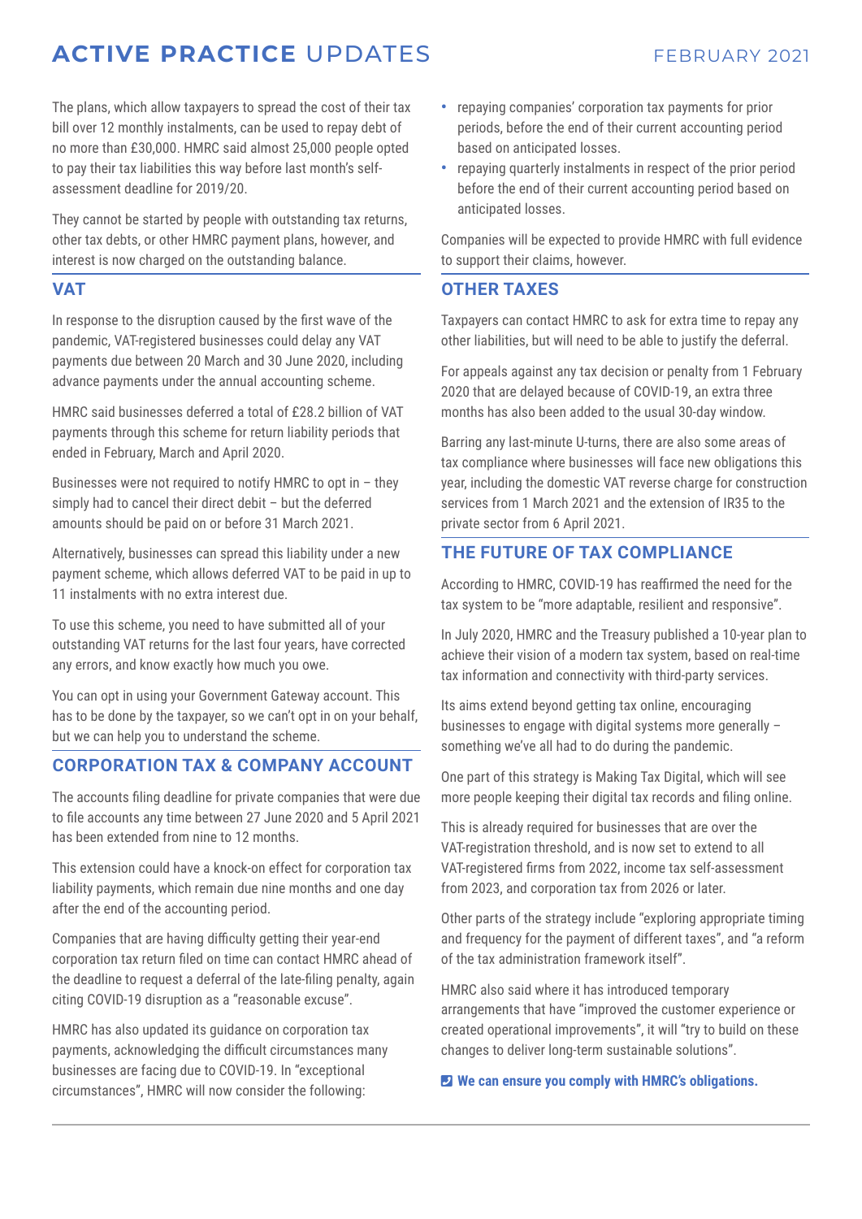The plans, which allow taxpayers to spread the cost of their tax bill over 12 monthly instalments, can be used to repay debt of no more than £30,000. HMRC said almost 25,000 people opted to pay their tax liabilities this way before last month's self-assessment deadline for 2019/20.

They cannot be started by people with outstanding tax returns, other tax debts, or other HMRC payment plans, however, and interest is now charged on the outstanding balance.

## VAT

In response to the disruption caused by the first wave of the pandemic, VAT-registered businesses could delay any VAT payments due between 20 March and 30 June 2020, including advance payments under the annual accounting scheme.

HMRC said businesses deferred a total of £28.2 billion of VAT payments through this scheme for return liability periods that ended in February, March and April 2020.

Businesses were not required to notify HMRC to opt in – they simply had to cancel their direct debit – but the deferred amounts should be paid on or before 31 March 2021.

Alternatively, businesses can spread this liability under a new payment scheme, which allows deferred VAT to be paid in up to 11 instalments with no extra interest due.

To use this scheme, you need to have submitted all of your outstanding VAT returns for the last four years, have corrected any errors, and know exactly how much you owe.

You can opt in using your Government Gateway account. This has to be done by the taxpayer, so we can't opt in on your behalf, but we can help you to understand the scheme.

## CORPORATION TAX & COMPANY ACCOUNT

The accounts filing deadline for private companies that were due to file accounts any time between 27 June 2020 and 5 April 2021 has been extended from nine to 12 months.

This extension could have a knock-on effect for corporation tax liability payments, which remain due nine months and one day after the end of the accounting period.

Companies that are having difficulty getting their year-end corporation tax return filed on time can contact HMRC ahead of the deadline to request a deferral of the late-filing penalty, again citing COVID-19 disruption as a "reasonable excuse".

HMRC has also updated its guidance on corporation tax payments, acknowledging the difficult circumstances many businesses are facing due to COVID-19. In "exceptional circumstances", HMRC will now consider the following:

- repaying companies' corporation tax payments for prior periods, before the end of their current accounting period based on anticipated losses.
- repaying quarterly instalments in respect of the prior period before the end of their current accounting period based on anticipated losses.

Companies will be expected to provide HMRC with full evidence to support their claims, however.

## OTHER TAXES

Taxpayers can contact HMRC to ask for extra time to repay any other liabilities, but will need to be able to justify the deferral.

For appeals against any tax decision or penalty from 1 February 2020 that are delayed because of COVID-19, an extra three months has also been added to the usual 30-day window.

Barring any last-minute U-turns, there are also some areas of tax compliance where businesses will face new obligations this year, including the domestic VAT reverse charge for construction services from 1 March 2021 and the extension of IR35 to the private sector from 6 April 2021.

## THE FUTURE OF TAX COMPLIANCE

According to HMRC, COVID-19 has reaffirmed the need for the tax system to be "more adaptable, resilient and responsive".

In July 2020, HMRC and the Treasury published a 10-year plan to achieve their vision of a modern tax system, based on real-time tax information and connectivity with third-party services.

Its aims extend beyond getting tax online, encouraging businesses to engage with digital systems more generally – something we've all had to do during the pandemic.

One part of this strategy is Making Tax Digital, which will see more people keeping their digital tax records and filing online.

This is already required for businesses that are over the VAT-registration threshold, and is now set to extend to all VAT-registered firms from 2022, income tax self-assessment from 2023, and corporation tax from 2026 or later.

Other parts of the strategy include "exploring appropriate timing and frequency for the payment of different taxes", and "a reform of the tax administration framework itself".

HMRC also said where it has introduced temporary arrangements that have "improved the customer experience or created operational improvements", it will "try to build on these changes to deliver long-term sustainable solutions".

**We can ensure you comply with HMRC's obligations.**